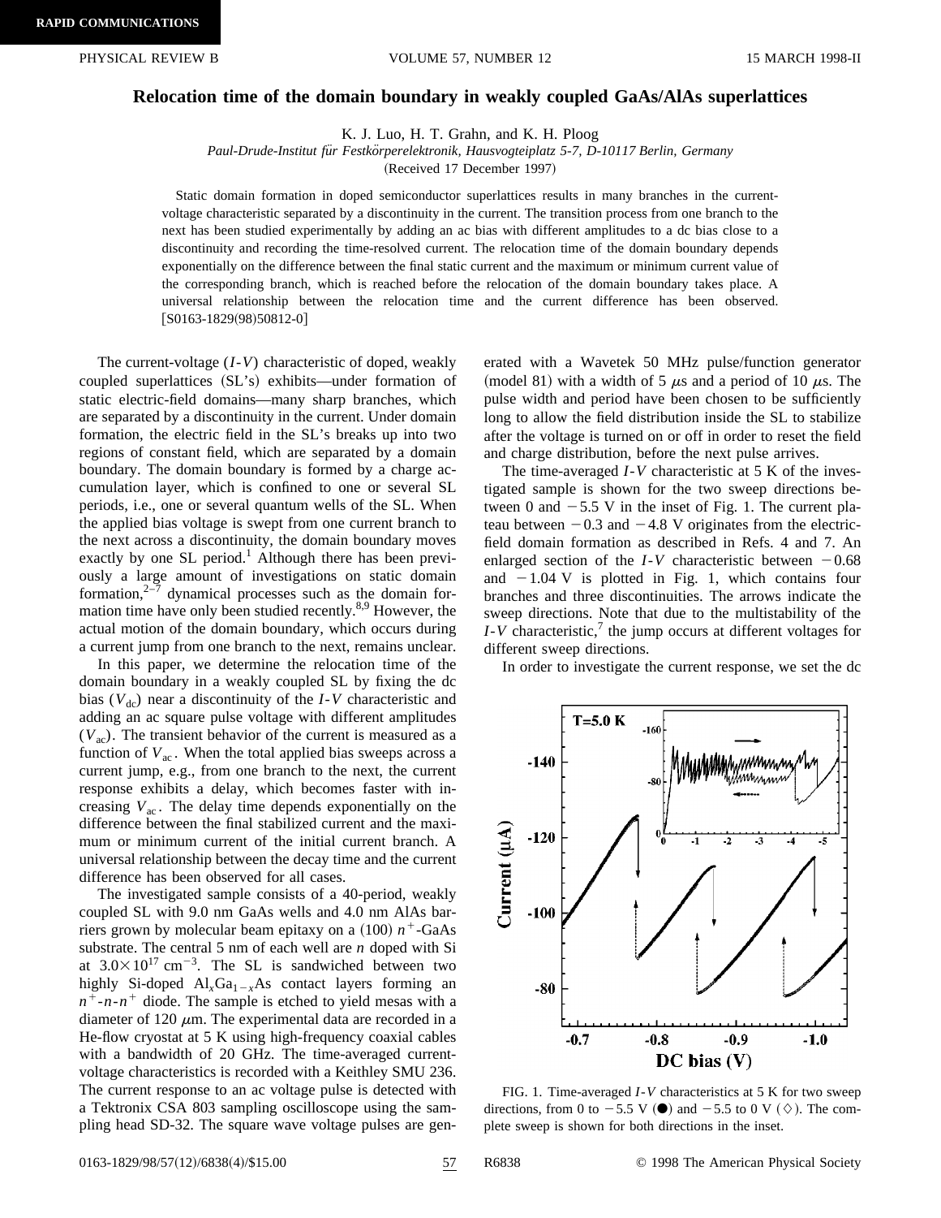RAPID COMMUNICATIONS

# Relocation time of the domain boundary in weakly coupled GaAs/AlAs superlattices

K. J. Luo, H. T. Grahn, and K. H. Ploog

*Paul-Drude-Institut für Festkörperelektronik, Hausvogteiplatz 5-7, D-10117 Berlin, Germany*

(Received 17 December 1997)

Static domain formation in doped semiconductor superlattices results in many branches in the current-voltage characteristic separated by a discontinuity in the current. The transition process from one branch to the next has been studied experimentally by adding an ac bias with different amplitudes to a dc bias close to a discontinuity and recording the time-resolved current. The relocation time of the domain boundary depends exponentially on the difference between the final static current and the maximum or minimum current value of the corresponding branch, which is reached before the relocation of the domain boundary takes place. A universal relationship between the relocation time and the current difference has been observed. [S0163-1829(98)50812-0]

The current-voltage ($I$-$V$) characteristic of doped, weakly coupled superlattices (SL's) exhibits—under formation of static electric-field domains—many sharp branches, which are separated by a discontinuity in the current. Under domain formation, the electric field in the SL's breaks up into two regions of constant field, which are separated by a domain boundary. The domain boundary is formed by a charge accumulation layer, which is confined to one or several SL periods, i.e., one or several quantum wells of the SL. When the applied bias voltage is swept from one current branch to the next across a discontinuity, the domain boundary moves exactly by one SL period.[1] Although there has been previously a large amount of investigations on static domain formation,[2–7] dynamical processes such as the domain formation time have only been studied recently.[8,9] However, the actual motion of the domain boundary, which occurs during a current jump from one branch to the next, remains unclear.

In this paper, we determine the relocation time of the domain boundary in a weakly coupled SL by fixing the dc bias ($V_{\mathrm{dc}}$) near a discontinuity of the $I$-$V$ characteristic and adding an ac square pulse voltage with different amplitudes ($V_{\mathrm{ac}}$). The transient behavior of the current is measured as a function of $V_{\mathrm{ac}}$. When the total applied bias sweeps across a current jump, e.g., from one branch to the next, the current response exhibits a delay, which becomes faster with increasing $V_{\mathrm{ac}}$. The delay time depends exponentially on the difference between the final stabilized current and the maximum or minimum current of the initial current branch. A universal relationship between the decay time and the current difference has been observed for all cases.

The investigated sample consists of a 40-period, weakly coupled SL with 9.0 nm GaAs wells and 4.0 nm AlAs barriers grown by molecular beam epitaxy on a (100) $n^+$-GaAs substrate. The central 5 nm of each well are $n$ doped with Si at $3.0\times10^{17}\ \mathrm{cm}^{-3}$. The SL is sandwiched between two highly Si-doped $\mathrm{Al}_x\mathrm{Ga}_{1-x}\mathrm{As}$ contact layers forming an $n^+$-$n$-$n^+$ diode. The sample is etched to yield mesas with a diameter of 120 $\mu$m. The experimental data are recorded in a He-flow cryostat at 5 K using high-frequency coaxial cables with a bandwidth of 20 GHz. The time-averaged current-voltage characteristics is recorded with a Keithley SMU 236. The current response to an ac voltage pulse is detected with a Tektronix CSA 803 sampling oscilloscope using the sampling head SD-32. The square wave voltage pulses are generated with a Wavetek 50 MHz pulse/function generator (model 81) with a width of 5 $\mu$s and a period of 10 $\mu$s. The pulse width and period have been chosen to be sufficiently long to allow the field distribution inside the SL to stabilize after the voltage is turned on or off in order to reset the field and charge distribution, before the next pulse arrives.

The time-averaged $I$-$V$ characteristic at 5 K of the investigated sample is shown for the two sweep directions between 0 and $-5.5$ V in the inset of Fig. 1. The current plateau between $-0.3$ and $-4.8$ V originates from the electric-field domain formation as described in Refs. 4 and 7. An enlarged section of the $I$-$V$ characteristic between $-0.68$ and $-1.04$ V is plotted in Fig. 1, which contains four branches and three discontinuities. The arrows indicate the sweep directions. Note that due to the multistability of the $I$-$V$ characteristic,[7] the jump occurs at different voltages for different sweep directions.

In order to investigate the current response, we set the dc

FIG. 1. Time-averaged $I$-$V$ characteristics at 5 K for two sweep directions, from 0 to $-5.5$ V (●) and $-5.5$ to 0 V (◇). The complete sweep is shown for both directions in the inset.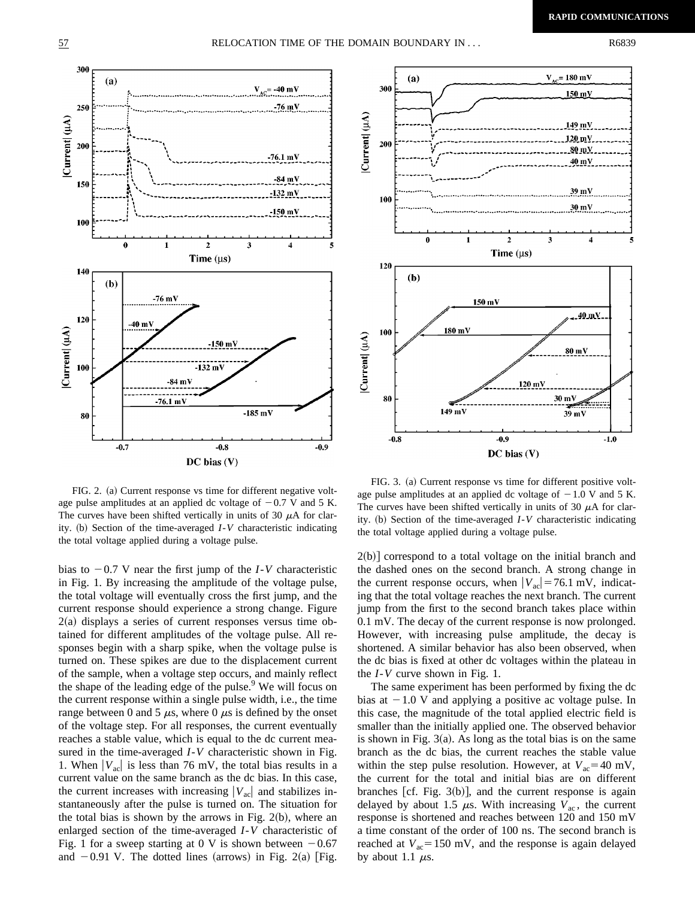FIG. 2. (a) Current response vs time for different negative voltage pulse amplitudes at an applied dc voltage of $-0.7$ V and 5 K. The curves have been shifted vertically in units of 30 $\mu$A for clarity. (b) Section of the time-averaged $I$-$V$ characteristic indicating the total voltage applied during a voltage pulse.

FIG. 3. (a) Current response vs time for different positive voltage pulse amplitudes at an applied dc voltage of $-1.0$ V and 5 K. The curves have been shifted vertically in units of 30 $\mu$A for clarity. (b) Section of the time-averaged $I$-$V$ characteristic indicating the total voltage applied during a voltage pulse.

bias to $-0.7$ V near the first jump of the $I$-$V$ characteristic in Fig. 1. By increasing the amplitude of the voltage pulse, the total voltage will eventually cross the first jump, and the current response should experience a strong change. Figure 2(a) displays a series of current responses versus time obtained for different amplitudes of the voltage pulse. All responses begin with a sharp spike, when the voltage pulse is turned on. These spikes are due to the displacement current of the sample, when a voltage step occurs, and mainly reflect the shape of the leading edge of the pulse.[9] We will focus on the current response within a single pulse width, i.e., the time range between 0 and 5 $\mu$s, where 0 $\mu$s is defined by the onset of the voltage step. For all responses, the current eventually reaches a stable value, which is equal to the dc current measured in the time-averaged $I$-$V$ characteristic shown in Fig. 1. When $|V_{ac}|$ is less than 76 mV, the total bias results in a current value on the same branch as the dc bias. In this case, the current increases with increasing $|V_{ac}|$ and stabilizes instantaneously after the pulse is turned on. The situation for the total bias is shown by the arrows in Fig. 2(b), where an enlarged section of the time-averaged $I$-$V$ characteristic of Fig. 1 for a sweep starting at 0 V is shown between $-0.67$ and $-0.91$ V. The dotted lines (arrows) in Fig. 2(a) [Fig. 2(b)] correspond to a total voltage on the initial branch and the dashed ones on the second branch. A strong change in the current response occurs, when $|V_{ac}| = 76.1$ mV, indicating that the total voltage reaches the next branch. The current jump from the first to the second branch takes place within 0.1 mV. The decay of the current response is now prolonged. However, with increasing pulse amplitude, the decay is shortened. A similar behavior has also been observed, when the dc bias is fixed at other dc voltages within the plateau in the $I$-$V$ curve shown in Fig. 1.

The same experiment has been performed by fixing the dc bias at $-1.0$ V and applying a positive ac voltage pulse. In this case, the magnitude of the total applied electric field is smaller than the initially applied one. The observed behavior is shown in Fig. 3(a). As long as the total bias is on the same branch as the dc bias, the current reaches the stable value within the step pulse resolution. However, at $V_{ac} = 40$ mV, the current for the total and initial bias are on different branches [cf. Fig. 3(b)], and the current response is again delayed by about 1.5 $\mu$s. With increasing $V_{ac}$, the current response is shortened and reaches between 120 and 150 mV a time constant of the order of 100 ns. The second branch is reached at $V_{ac} = 150$ mV, and the response is again delayed by about 1.1 $\mu$s.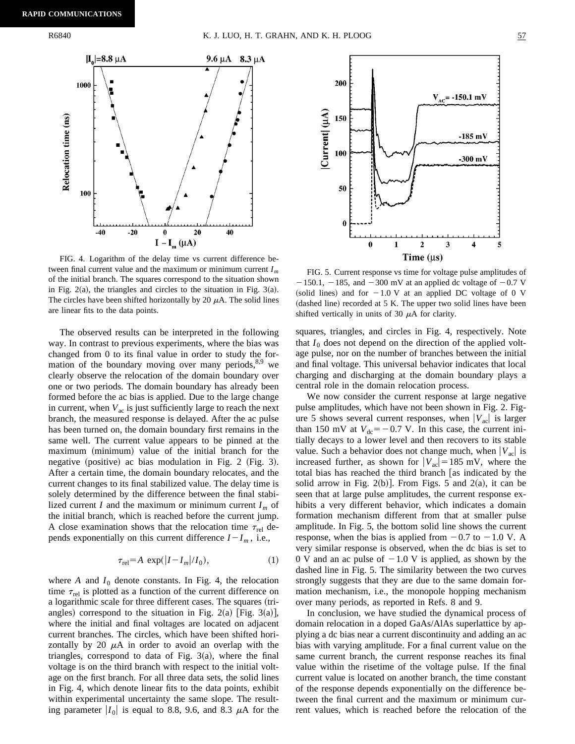FIG. 4. Logarithm of the delay time vs current difference between final current value and the maximum or minimum current $I_m$ of the initial branch. The squares correspond to the situation shown in Fig. 2(a), the triangles and circles to the situation in Fig. 3(a). The circles have been shifted horizontally by 20 $\mu$A. The solid lines are linear fits to the data points.

FIG. 5. Current response vs time for voltage pulse amplitudes of $-150.1$, $-185$, and $-300$ mV at an applied dc voltage of $-0.7$ V (solid lines) and for $-1.0$ V at an applied DC voltage of 0 V (dashed line) recorded at 5 K. The upper two solid lines have been shifted vertically in units of 30 $\mu$A for clarity.

The observed results can be interpreted in the following way. In contrast to previous experiments, where the bias was changed from 0 to its final value in order to study the formation of the boundary moving over many periods,[8,9] we clearly observe the relocation of the domain boundary over one or two periods. The domain boundary has already been formed before the ac bias is applied. Due to the large change in current, when $V_{ac}$ is just sufficiently large to reach the next branch, the measured response is delayed. After the ac pulse has been turned on, the domain boundary first remains in the same well. The current value appears to be pinned at the maximum (minimum) value of the initial branch for the negative (positive) ac bias modulation in Fig. 2 (Fig. 3). After a certain time, the domain boundary relocates, and the current changes to its final stabilized value. The delay time is solely determined by the difference between the final stabilized current $I$ and the maximum or minimum current $I_m$ of the initial branch, which is reached before the current jump. A close examination shows that the relocation time $\tau_{rel}$ depends exponentially on this current difference $I-I_m$, i.e.,

$$\tau_{rel}=A\ \exp(|I-I_m|/I_0), \tag{1}$$

where $A$ and $I_0$ denote constants. In Fig. 4, the relocation time $\tau_{rel}$ is plotted as a function of the current difference on a logarithmic scale for three different cases. The squares (triangles) correspond to the situation in Fig. 2(a) [Fig. 3(a)], where the initial and final voltages are located on adjacent current branches. The circles, which have been shifted horizontally by 20 $\mu$A in order to avoid an overlap with the triangles, correspond to data of Fig. 3(a), where the final voltage is on the third branch with respect to the initial voltage on the first branch. For all three data sets, the solid lines in Fig. 4, which denote linear fits to the data points, exhibit within experimental uncertainty the same slope. The resulting parameter $|I_0|$ is equal to 8.8, 9.6, and 8.3 $\mu$A for the squares, triangles, and circles in Fig. 4, respectively. Note that $I_0$ does not depend on the direction of the applied voltage pulse, nor on the number of branches between the initial and final voltage. This universal behavior indicates that local charging and discharging at the domain boundary plays a central role in the domain relocation process.

We now consider the current response at large negative pulse amplitudes, which have not been shown in Fig. 2. Figure 5 shows several current responses, when $|V_{ac}|$ is larger than 150 mV at $V_{dc}=-0.7$ V. In this case, the current initially decays to a lower level and then recovers to its stable value. Such a behavior does not change much, when $|V_{ac}|$ is increased further, as shown for $|V_{ac}|=185$ mV, where the total bias has reached the third branch [as indicated by the solid arrow in Fig. 2(b)]. From Figs. 5 and 2(a), it can be seen that at large pulse amplitudes, the current response exhibits a very different behavior, which indicates a domain formation mechanism different from that at smaller pulse amplitude. In Fig. 5, the bottom solid line shows the current response, when the bias is applied from $-0.7$ to $-1.0$ V. A very similar response is observed, when the dc bias is set to 0 V and an ac pulse of $-1.0$ V is applied, as shown by the dashed line in Fig. 5. The similarity between the two curves strongly suggests that they are due to the same domain formation mechanism, i.e., the monopole hopping mechanism over many periods, as reported in Refs. 8 and 9.

In conclusion, we have studied the dynamical process of domain relocation in a doped GaAs/AlAs superlattice by applying a dc bias near a current discontinuity and adding an ac bias with varying amplitude. For a final current value on the same current branch, the current response reaches its final value within the risetime of the voltage pulse. If the final current value is located on another branch, the time constant of the response depends exponentially on the difference between the final current and the maximum or minimum current values, which is reached before the relocation of the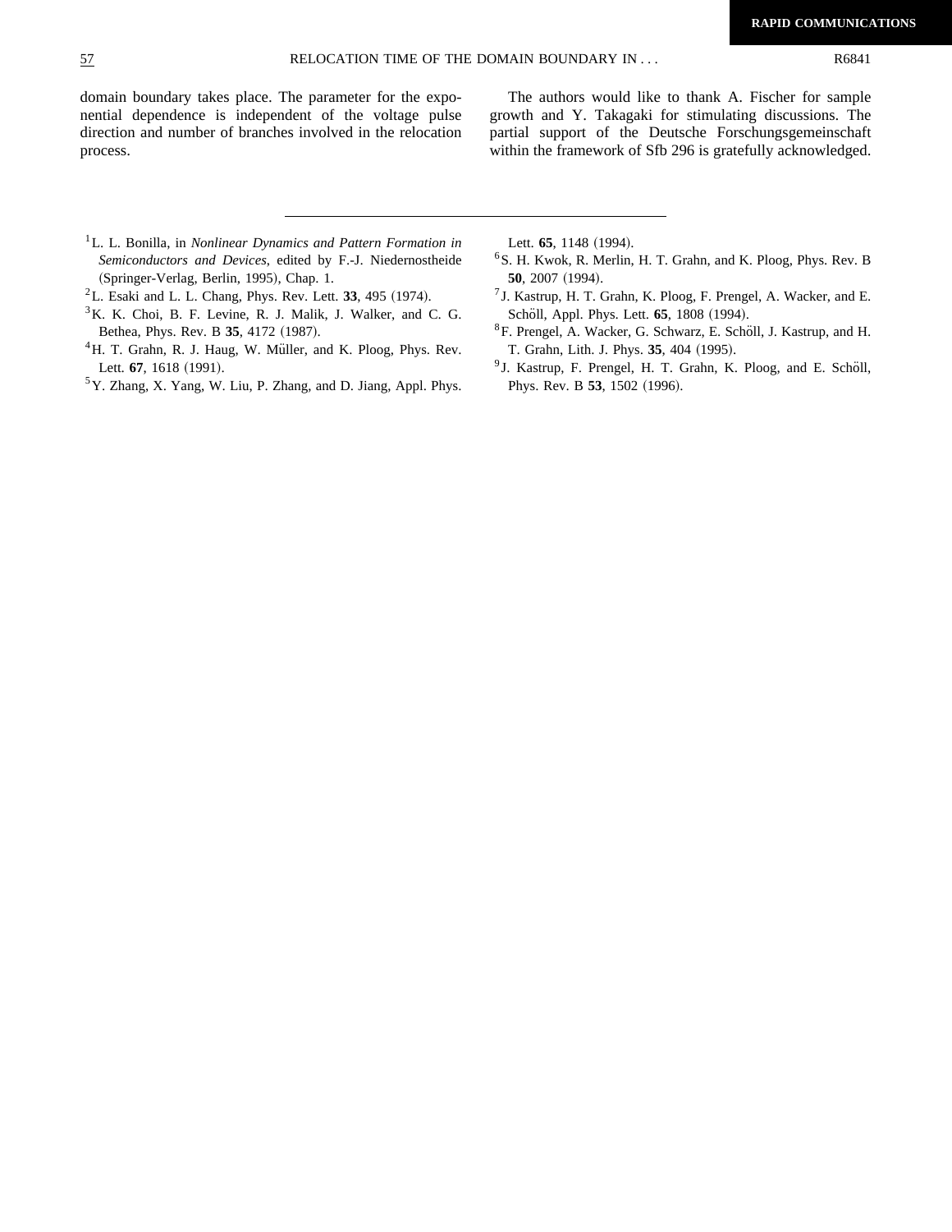domain boundary takes place. The parameter for the exponential dependence is independent of the voltage pulse direction and number of branches involved in the relocation process.

The authors would like to thank A. Fischer for sample growth and Y. Takagaki for stimulating discussions. The partial support of the Deutsche Forschungsgemeinschaft within the framework of Sfb 296 is gratefully acknowledged.

---

[1] L. L. Bonilla, in *Nonlinear Dynamics and Pattern Formation in Semiconductors and Devices*, edited by F.-J. Niedernostheide (Springer-Verlag, Berlin, 1995), Chap. 1.

[2] L. Esaki and L. L. Chang, Phys. Rev. Lett. **33**, 495 (1974).

[3] K. K. Choi, B. F. Levine, R. J. Malik, J. Walker, and C. G. Bethea, Phys. Rev. B **35**, 4172 (1987).

[4] H. T. Grahn, R. J. Haug, W. Müller, and K. Ploog, Phys. Rev. Lett. **67**, 1618 (1991).

[5] Y. Zhang, X. Yang, W. Liu, P. Zhang, and D. Jiang, Appl. Phys. Lett. **65**, 1148 (1994).

[6] S. H. Kwok, R. Merlin, H. T. Grahn, and K. Ploog, Phys. Rev. B **50**, 2007 (1994).

[7] J. Kastrup, H. T. Grahn, K. Ploog, F. Prengel, A. Wacker, and E. Schöll, Appl. Phys. Lett. **65**, 1808 (1994).

[8] F. Prengel, A. Wacker, G. Schwarz, E. Schöll, J. Kastrup, and H. T. Grahn, Lith. J. Phys. **35**, 404 (1995).

[9] J. Kastrup, F. Prengel, H. T. Grahn, K. Ploog, and E. Schöll, Phys. Rev. B **53**, 1502 (1996).